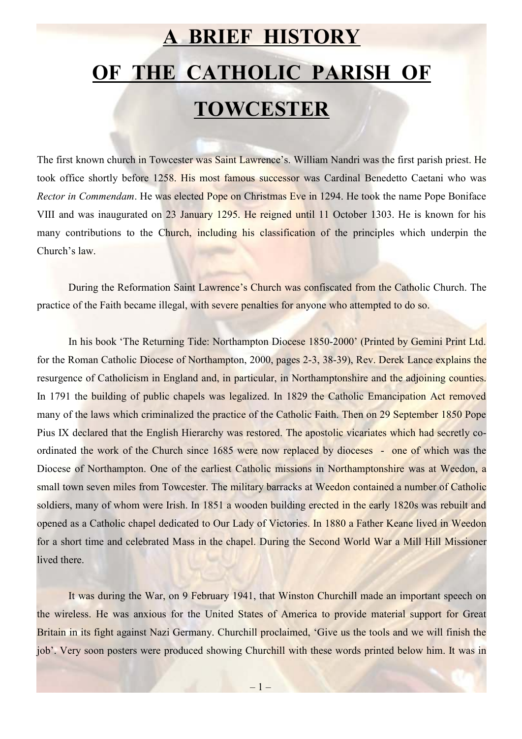# A BRIEF HISTORY OF THE CATHOLIC PARISH OF TOWCESTER

The first known church in Towcester was Saint Lawrence's. William Nandri was the first parish priest. He took office shortly before 1258. His most famous successor was Cardinal Benedetto Caetani who was *Rector in Commendam*. He was elected Pope on Christmas Eve in 1294. He took the name Pope Boniface VIII and was inaugurated on 23 January 1295. He reigned until 11 October 1303. He is known for his many contributions to the Church, including his classification of the principles which underpin the Church's law.

During the Reformation Saint Lawrence's Church was confiscated from the Catholic Church. The practice of the Faith became illegal, with severe penalties for anyone who attempted to do so.

In his book 'The Returning Tide: Northampton Diocese 1850-2000' (Printed by Gemini Print Ltd. for the Roman Catholic Diocese of Northampton, 2000, pages 2-3, 38-39), Rev. Derek Lance explains the resurgence of Catholicism in England and, in particular, in Northamptonshire and the adjoining counties. In 1791 the building of public chapels was legalized. In 1829 the Catholic Emancipation Act removed many of the laws which criminalized the practice of the Catholic Faith. Then on 29 September 1850 Pope Pius IX declared that the English Hierarchy was restored. The apostolic vicariates which had secretly co-ordinated the work of the Church since 1685 were now replaced by dioceses - one of which was the Diocese of Northampton. One of the earliest Catholic missions in Northamptonshire was at Weedon, a small town seven miles from Towcester. The military barracks at Weedon contained a number of Catholic soldiers, many of whom were Irish. In 1851 a wooden building erected in the early 1820s was rebuilt and opened as a Catholic chapel dedicated to Our Lady of Victories. In 1880 a Father Keane lived in Weedon for a short time and celebrated Mass in the chapel. During the Second World War a Mill Hill Missioner lived there.

It was during the War, on 9 February 1941, that Winston Churchill made an important speech on the wireless. He was anxious for the United States of America to provide material support for Great Britain in its fight against Nazi Germany. Churchill proclaimed, 'Give us the tools and we will finish the job'. Very soon posters were produced showing Churchill with these words printed below him. It was in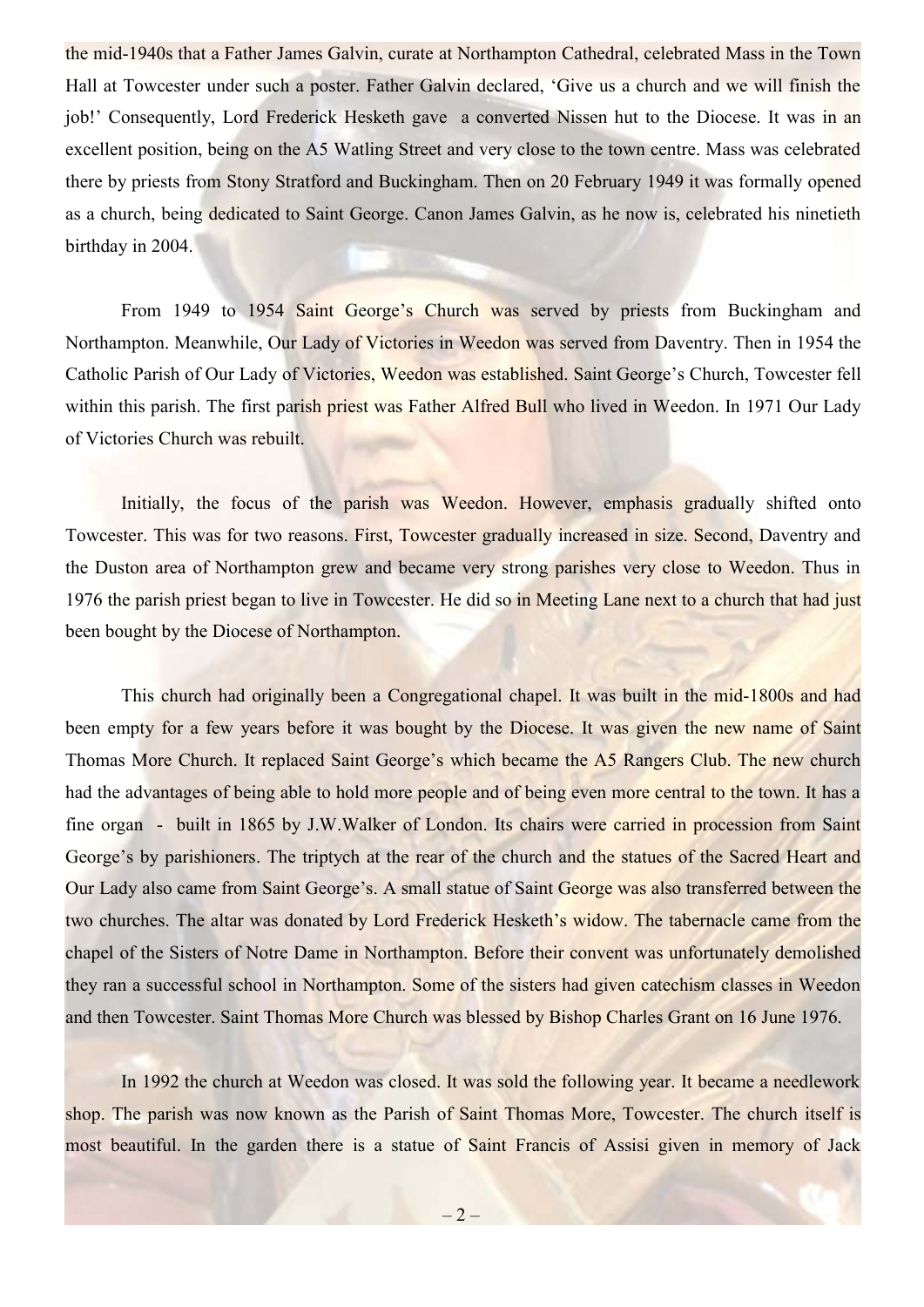the mid-1940s that a Father James Galvin, curate at Northampton Cathedral, celebrated Mass in the Town Hall at Towcester under such a poster. Father Galvin declared, 'Give us a church and we will finish the job!' Consequently, Lord Frederick Hesketh gave a converted Nissen hut to the Diocese. It was in an excellent position, being on the A5 Watling Street and very close to the town centre. Mass was celebrated there by priests from Stony Stratford and Buckingham. Then on 20 February 1949 it was formally opened as a church, being dedicated to Saint George. Canon James Galvin, as he now is, celebrated his ninetieth birthday in 2004.

From 1949 to 1954 Saint George's Church was served by priests from Buckingham and Northampton. Meanwhile, Our Lady of Victories in Weedon was served from Daventry. Then in 1954 the Catholic Parish of Our Lady of Victories, Weedon was established. Saint George's Church, Towcester fell within this parish. The first parish priest was Father Alfred Bull who lived in Weedon. In 1971 Our Lady of Victories Church was rebuilt.

Initially, the focus of the parish was Weedon. However, emphasis gradually shifted onto Towcester. This was for two reasons. First, Towcester gradually increased in size. Second, Daventry and the Duston area of Northampton grew and became very strong parishes very close to Weedon. Thus in 1976 the parish priest began to live in Towcester. He did so in Meeting Lane next to a church that had just been bought by the Diocese of Northampton.

This church had originally been a Congregational chapel. It was built in the mid-1800s and had been empty for a few years before it was bought by the Diocese. It was given the new name of Saint Thomas More Church. It replaced Saint George's which became the A5 Rangers Club. The new church had the advantages of being able to hold more people and of being even more central to the town. It has a fine organ - built in 1865 by J.W.Walker of London. Its chairs were carried in procession from Saint George's by parishioners. The triptych at the rear of the church and the statues of the Sacred Heart and Our Lady also came from Saint George's. A small statue of Saint George was also transferred between the two churches. The altar was donated by Lord Frederick Hesketh's widow. The tabernacle came from the chapel of the Sisters of Notre Dame in Northampton. Before their convent was unfortunately demolished they ran a successful school in Northampton. Some of the sisters had given catechism classes in Weedon and then Towcester. Saint Thomas More Church was blessed by Bishop Charles Grant on 16 June 1976.

In 1992 the church at Weedon was closed. It was sold the following year. It became a needlework shop. The parish was now known as the Parish of Saint Thomas More, Towcester. The church itself is most beautiful. In the garden there is a statue of Saint Francis of Assisi given in memory of Jack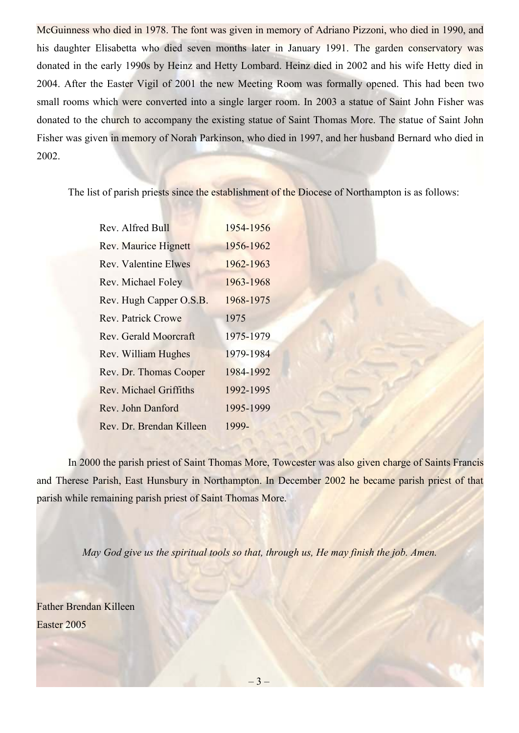McGuinness who died in 1978. The font was given in memory of Adriano Pizzoni, who died in 1990, and his daughter Elisabetta who died seven months later in January 1991. The garden conservatory was donated in the early 1990s by Heinz and Hetty Lombard. Heinz died in 2002 and his wife Hetty died in 2004. After the Easter Vigil of 2001 the new Meeting Room was formally opened. This had been two small rooms which were converted into a single larger room. In 2003 a statue of Saint John Fisher was donated to the church to accompany the existing statue of Saint Thomas More. The statue of Saint John Fisher was given in memory of Norah Parkinson, who died in 1997, and her husband Bernard who died in 2002.

The list of parish priests since the establishment of the Diocese of Northampton is as follows:

| | |
|---|---|
| Rev. Alfred Bull | 1954-1956 |
| Rev. Maurice Hignett | 1956-1962 |
| Rev. Valentine Elwes | 1962-1963 |
| Rev. Michael Foley | 1963-1968 |
| Rev. Hugh Capper O.S.B. | 1968-1975 |
| Rev. Patrick Crowe | 1975 |
| Rev. Gerald Moorcraft | 1975-1979 |
| Rev. William Hughes | 1979-1984 |
| Rev. Dr. Thomas Cooper | 1984-1992 |
| Rev. Michael Griffiths | 1992-1995 |
| Rev. John Danford | 1995-1999 |
| Rev. Dr. Brendan Killeen | 1999- |

In 2000 the parish priest of Saint Thomas More, Towcester was also given charge of Saints Francis and Therese Parish, East Hunsbury in Northampton. In December 2002 he became parish priest of that parish while remaining parish priest of Saint Thomas More.

*May God give us the spiritual tools so that, through us, He may finish the job. Amen.*

Father Brendan Killeen
Easter 2005